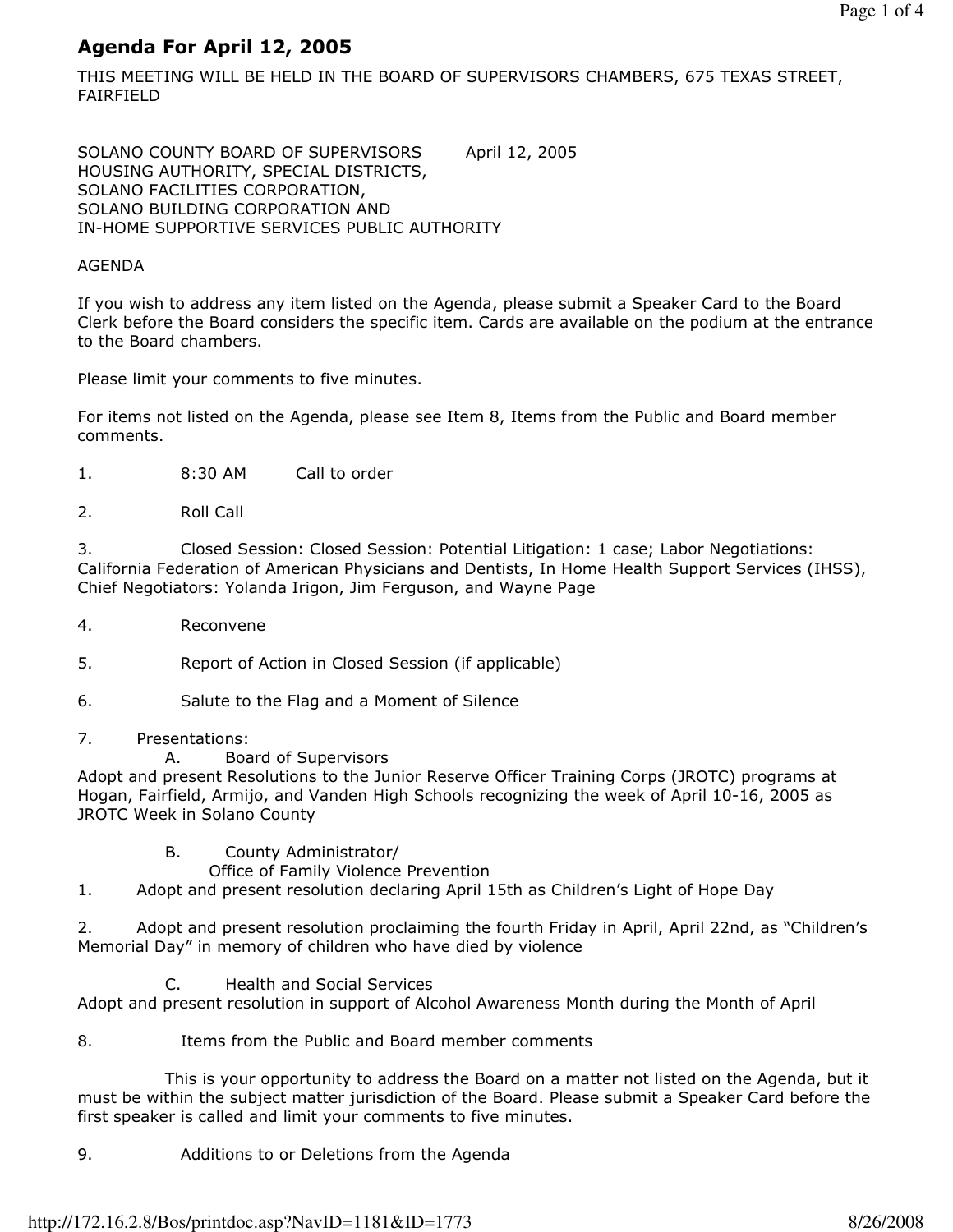# Agenda For April 12, 2005

THIS MEETING WILL BE HELD IN THE BOARD OF SUPERVISORS CHAMBERS, 675 TEXAS STREET, FAIRFIELD

SOLANO COUNTY BOARD OF SUPERVISORS April 12, 2005
HOUSING AUTHORITY, SPECIAL DISTRICTS,
SOLANO FACILITIES CORPORATION,
SOLANO BUILDING CORPORATION AND
IN-HOME SUPPORTIVE SERVICES PUBLIC AUTHORITY

AGENDA

If you wish to address any item listed on the Agenda, please submit a Speaker Card to the Board Clerk before the Board considers the specific item. Cards are available on the podium at the entrance to the Board chambers.

Please limit your comments to five minutes.

For items not listed on the Agenda, please see Item 8, Items from the Public and Board member comments.

1. 8:30 AM Call to order

2. Roll Call

3. Closed Session: Closed Session: Potential Litigation: 1 case; Labor Negotiations: California Federation of American Physicians and Dentists, In Home Health Support Services (IHSS), Chief Negotiators: Yolanda Irigon, Jim Ferguson, and Wayne Page

4. Reconvene

5. Report of Action in Closed Session (if applicable)

6. Salute to the Flag and a Moment of Silence

7. Presentations:

   A. Board of Supervisors

Adopt and present Resolutions to the Junior Reserve Officer Training Corps (JROTC) programs at Hogan, Fairfield, Armijo, and Vanden High Schools recognizing the week of April 10-16, 2005 as JROTC Week in Solano County

   B. County Administrator/
   Office of Family Violence Prevention

1. Adopt and present resolution declaring April 15th as Children's Light of Hope Day

2. Adopt and present resolution proclaiming the fourth Friday in April, April 22nd, as "Children's Memorial Day" in memory of children who have died by violence

   C. Health and Social Services

Adopt and present resolution in support of Alcohol Awareness Month during the Month of April

8. Items from the Public and Board member comments

This is your opportunity to address the Board on a matter not listed on the Agenda, but it must be within the subject matter jurisdiction of the Board. Please submit a Speaker Card before the first speaker is called and limit your comments to five minutes.

9. Additions to or Deletions from the Agenda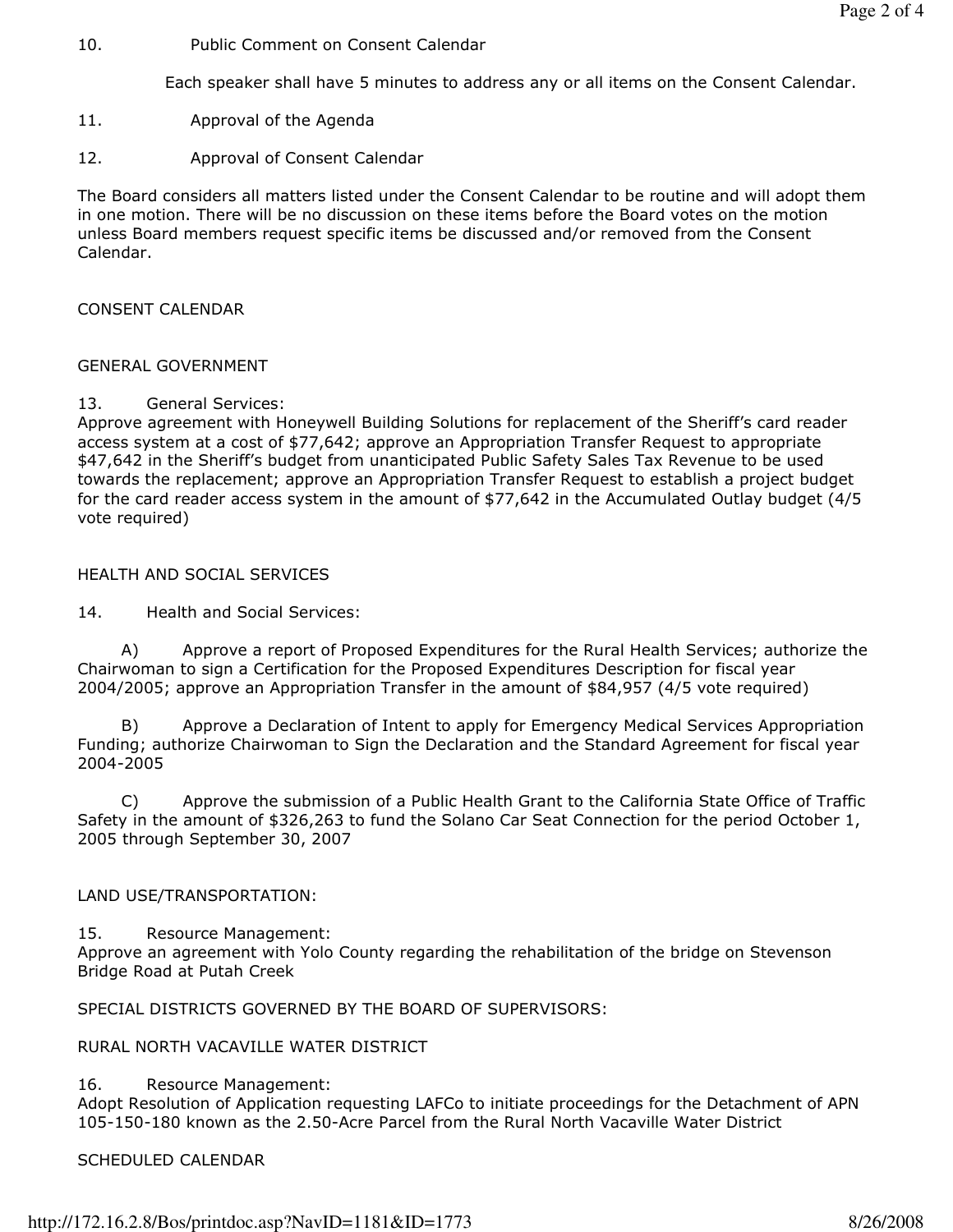10. Public Comment on Consent Calendar

Each speaker shall have 5 minutes to address any or all items on the Consent Calendar.

11. Approval of the Agenda

12. Approval of Consent Calendar

The Board considers all matters listed under the Consent Calendar to be routine and will adopt them in one motion. There will be no discussion on these items before the Board votes on the motion unless Board members request specific items be discussed and/or removed from the Consent Calendar.

CONSENT CALENDAR

GENERAL GOVERNMENT

13. General Services:
Approve agreement with Honeywell Building Solutions for replacement of the Sheriff's card reader access system at a cost of $77,642; approve an Appropriation Transfer Request to appropriate $47,642 in the Sheriff's budget from unanticipated Public Safety Sales Tax Revenue to be used towards the replacement; approve an Appropriation Transfer Request to establish a project budget for the card reader access system in the amount of $77,642 in the Accumulated Outlay budget (4/5 vote required)

HEALTH AND SOCIAL SERVICES

14. Health and Social Services:

A) Approve a report of Proposed Expenditures for the Rural Health Services; authorize the Chairwoman to sign a Certification for the Proposed Expenditures Description for fiscal year 2004/2005; approve an Appropriation Transfer in the amount of $84,957 (4/5 vote required)

B) Approve a Declaration of Intent to apply for Emergency Medical Services Appropriation Funding; authorize Chairwoman to Sign the Declaration and the Standard Agreement for fiscal year 2004-2005

C) Approve the submission of a Public Health Grant to the California State Office of Traffic Safety in the amount of $326,263 to fund the Solano Car Seat Connection for the period October 1, 2005 through September 30, 2007

LAND USE/TRANSPORTATION:

15. Resource Management:
Approve an agreement with Yolo County regarding the rehabilitation of the bridge on Stevenson Bridge Road at Putah Creek

SPECIAL DISTRICTS GOVERNED BY THE BOARD OF SUPERVISORS:

RURAL NORTH VACAVILLE WATER DISTRICT

16. Resource Management:
Adopt Resolution of Application requesting LAFCo to initiate proceedings for the Detachment of APN 105-150-180 known as the 2.50-Acre Parcel from the Rural North Vacaville Water District

SCHEDULED CALENDAR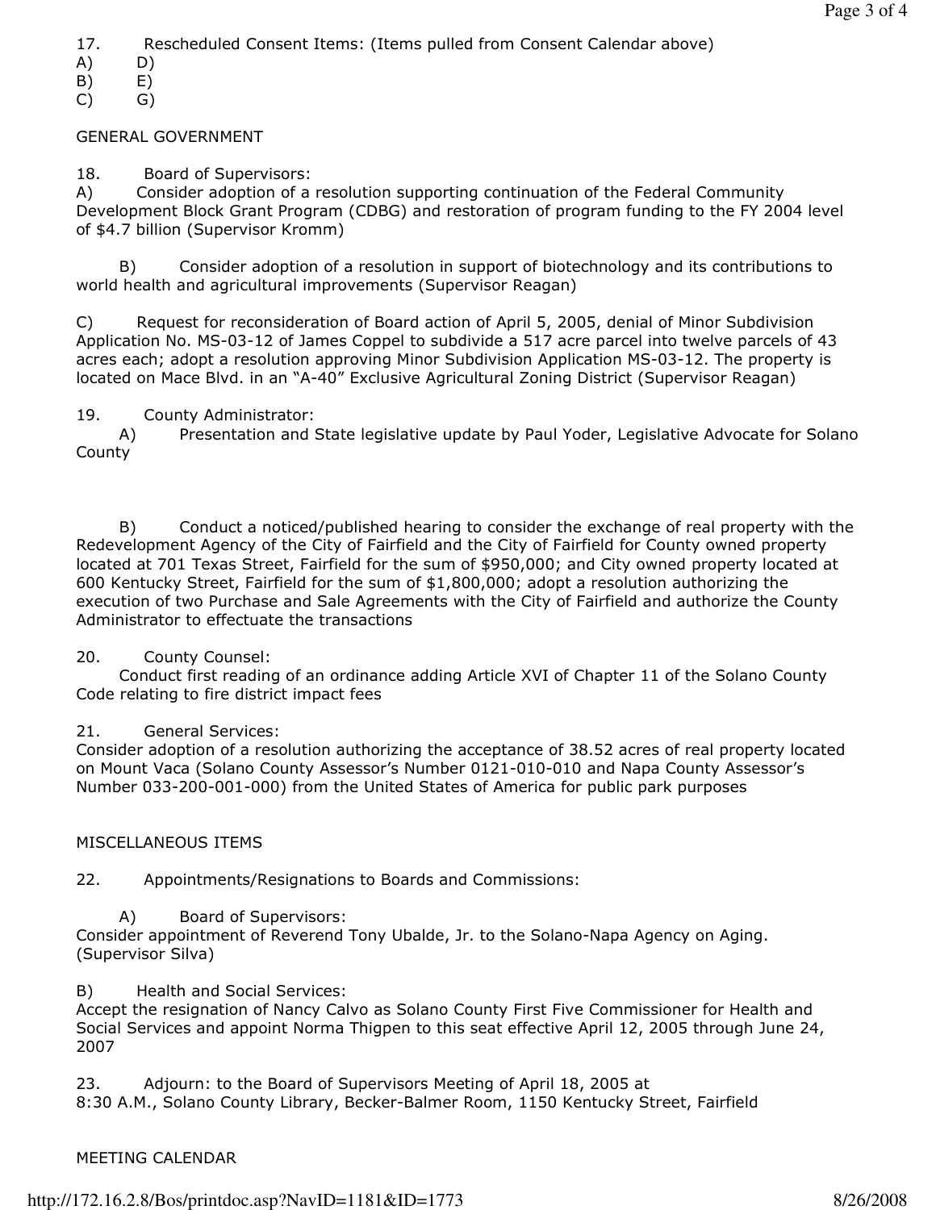17. Rescheduled Consent Items: (Items pulled from Consent Calendar above)

A) D)
B) E)
C) G)

GENERAL GOVERNMENT

18. Board of Supervisors:

A) Consider adoption of a resolution supporting continuation of the Federal Community Development Block Grant Program (CDBG) and restoration of program funding to the FY 2004 level of $4.7 billion (Supervisor Kromm)

B) Consider adoption of a resolution in support of biotechnology and its contributions to world health and agricultural improvements (Supervisor Reagan)

C) Request for reconsideration of Board action of April 5, 2005, denial of Minor Subdivision Application No. MS-03-12 of James Coppel to subdivide a 517 acre parcel into twelve parcels of 43 acres each; adopt a resolution approving Minor Subdivision Application MS-03-12. The property is located on Mace Blvd. in an "A-40" Exclusive Agricultural Zoning District (Supervisor Reagan)

19. County Administrator:

A) Presentation and State legislative update by Paul Yoder, Legislative Advocate for Solano County

B) Conduct a noticed/published hearing to consider the exchange of real property with the Redevelopment Agency of the City of Fairfield and the City of Fairfield for County owned property located at 701 Texas Street, Fairfield for the sum of $950,000; and City owned property located at 600 Kentucky Street, Fairfield for the sum of $1,800,000; adopt a resolution authorizing the execution of two Purchase and Sale Agreements with the City of Fairfield and authorize the County Administrator to effectuate the transactions

20. County Counsel:

Conduct first reading of an ordinance adding Article XVI of Chapter 11 of the Solano County Code relating to fire district impact fees

21. General Services:

Consider adoption of a resolution authorizing the acceptance of 38.52 acres of real property located on Mount Vaca (Solano County Assessor's Number 0121-010-010 and Napa County Assessor's Number 033-200-001-000) from the United States of America for public park purposes

MISCELLANEOUS ITEMS

22. Appointments/Resignations to Boards and Commissions:

A) Board of Supervisors:

Consider appointment of Reverend Tony Ubalde, Jr. to the Solano-Napa Agency on Aging. (Supervisor Silva)

B) Health and Social Services:

Accept the resignation of Nancy Calvo as Solano County First Five Commissioner for Health and Social Services and appoint Norma Thigpen to this seat effective April 12, 2005 through June 24, 2007

23. Adjourn: to the Board of Supervisors Meeting of April 18, 2005 at 8:30 A.M., Solano County Library, Becker-Balmer Room, 1150 Kentucky Street, Fairfield

MEETING CALENDAR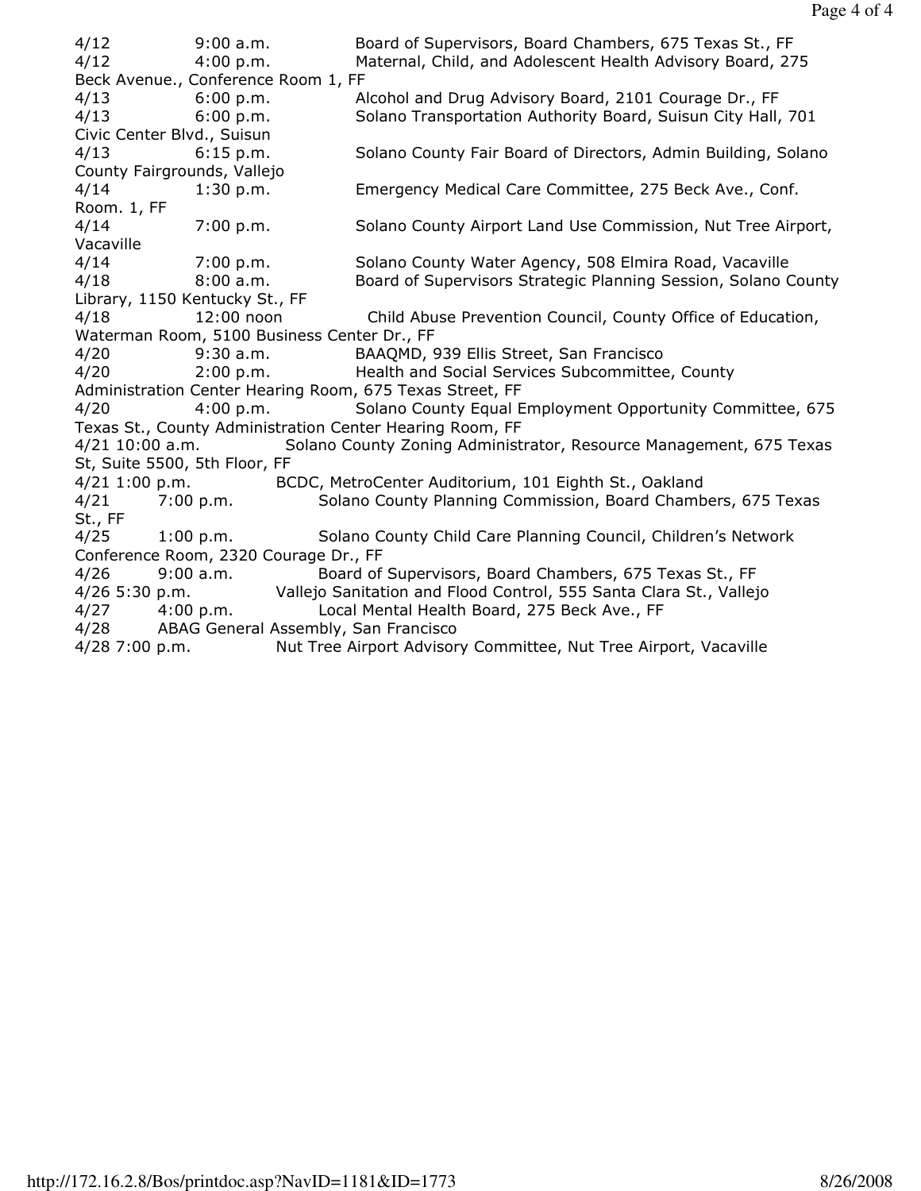4/12 9:00 a.m. Board of Supervisors, Board Chambers, 675 Texas St., FF

4/12 4:00 p.m. Maternal, Child, and Adolescent Health Advisory Board, 275 Beck Avenue., Conference Room 1, FF

4/13 6:00 p.m. Alcohol and Drug Advisory Board, 2101 Courage Dr., FF

4/13 6:00 p.m. Solano Transportation Authority Board, Suisun City Hall, 701 Civic Center Blvd., Suisun

4/13 6:15 p.m. Solano County Fair Board of Directors, Admin Building, Solano County Fairgrounds, Vallejo

4/14 1:30 p.m. Emergency Medical Care Committee, 275 Beck Ave., Conf. Room. 1, FF

4/14 7:00 p.m. Solano County Airport Land Use Commission, Nut Tree Airport, Vacaville

4/14 7:00 p.m. Solano County Water Agency, 508 Elmira Road, Vacaville

4/18 8:00 a.m. Board of Supervisors Strategic Planning Session, Solano County Library, 1150 Kentucky St., FF

4/18 12:00 noon Child Abuse Prevention Council, County Office of Education, Waterman Room, 5100 Business Center Dr., FF

4/20 9:30 a.m. BAAQMD, 939 Ellis Street, San Francisco

4/20 2:00 p.m. Health and Social Services Subcommittee, County Administration Center Hearing Room, 675 Texas Street, FF

4/20 4:00 p.m. Solano County Equal Employment Opportunity Committee, 675 Texas St., County Administration Center Hearing Room, FF

4/21 10:00 a.m. Solano County Zoning Administrator, Resource Management, 675 Texas St, Suite 5500, 5th Floor, FF

4/21 1:00 p.m. BCDC, MetroCenter Auditorium, 101 Eighth St., Oakland

4/21 7:00 p.m. Solano County Planning Commission, Board Chambers, 675 Texas St., FF

4/25 1:00 p.m. Solano County Child Care Planning Council, Children's Network Conference Room, 2320 Courage Dr., FF

4/26 9:00 a.m. Board of Supervisors, Board Chambers, 675 Texas St., FF

4/26 5:30 p.m. Vallejo Sanitation and Flood Control, 555 Santa Clara St., Vallejo

4/27 4:00 p.m. Local Mental Health Board, 275 Beck Ave., FF

4/28 ABAG General Assembly, San Francisco

4/28 7:00 p.m. Nut Tree Airport Advisory Committee, Nut Tree Airport, Vacaville